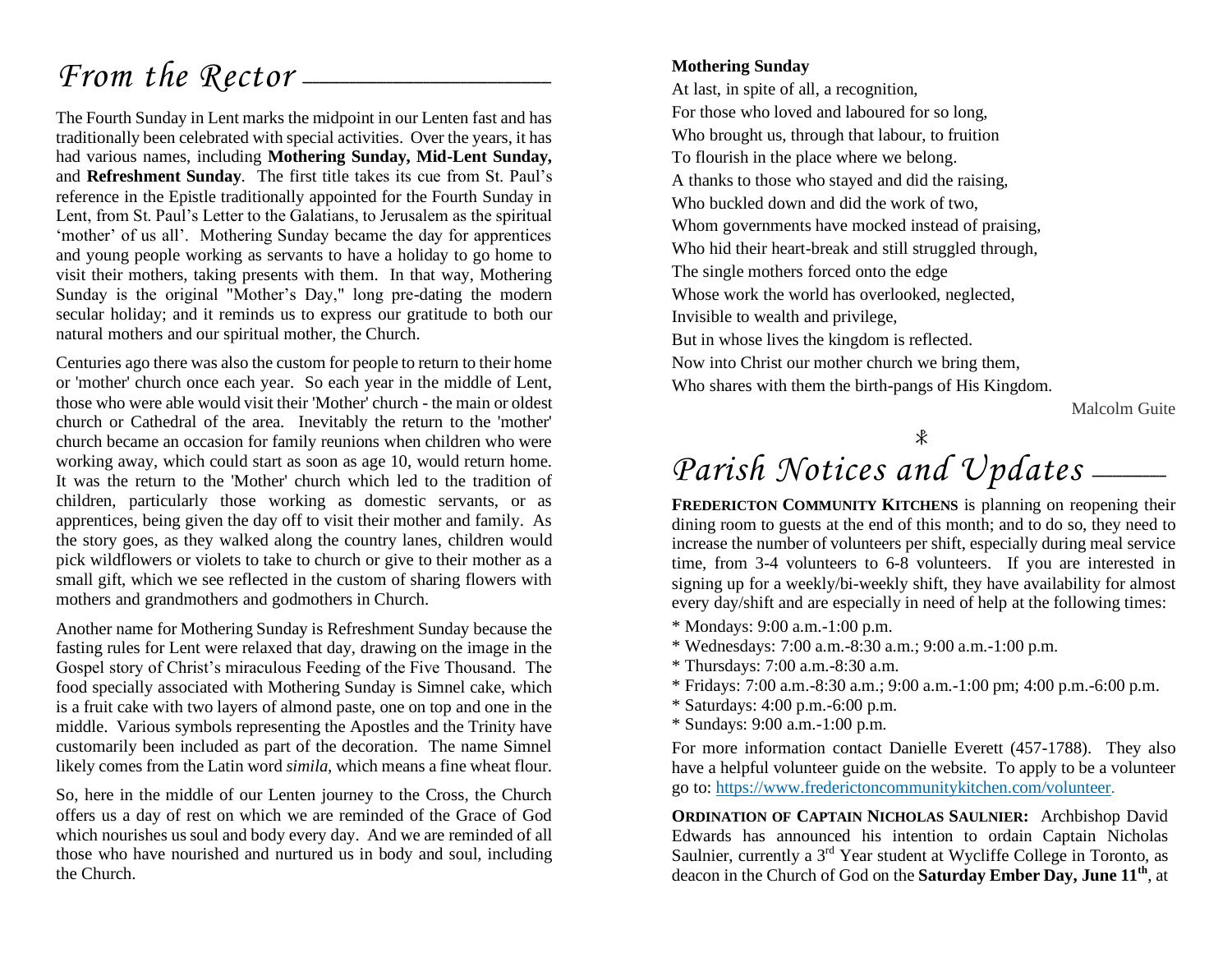# From the Rector

The Fourth Sunday in Lent marks the midpoint in our Lenten fast and has traditionally been celebrated with special activities. Over the years, it has had various names, including **Mothering Sunday, Mid-Lent Sunday,** and **Refreshment Sunday**. The first title takes its cue from St. Paul's reference in the Epistle traditionally appointed for the Fourth Sunday in Lent, from St. Paul's Letter to the Galatians, to Jerusalem as the spiritual 'mother' of us all'. Mothering Sunday became the day for apprentices and young people working as servants to have a holiday to go home to visit their mothers, taking presents with them. In that way, Mothering Sunday is the original "Mother's Day," long pre-dating the modern secular holiday; and it reminds us to express our gratitude to both our natural mothers and our spiritual mother, the Church.

Centuries ago there was also the custom for people to return to their home or 'mother' church once each year. So each year in the middle of Lent, those who were able would visit their 'Mother' church - the main or oldest church or Cathedral of the area. Inevitably the return to the 'mother' church became an occasion for family reunions when children who were working away, which could start as soon as age 10, would return home. It was the return to the 'Mother' church which led to the tradition of children, particularly those working as domestic servants, or as apprentices, being given the day off to visit their mother and family. As the story goes, as they walked along the country lanes, children would pick wildflowers or violets to take to church or give to their mother as a small gift, which we see reflected in the custom of sharing flowers with mothers and grandmothers and godmothers in Church.

Another name for Mothering Sunday is Refreshment Sunday because the fasting rules for Lent were relaxed that day, drawing on the image in the Gospel story of Christ's miraculous Feeding of the Five Thousand. The food specially associated with Mothering Sunday is Simnel cake, which is a fruit cake with two layers of almond paste, one on top and one in the middle. Various symbols representing the Apostles and the Trinity have customarily been included as part of the decoration. The name Simnel likely comes from the Latin word *simila*, which means a fine wheat flour.

So, here in the middle of our Lenten journey to the Cross, the Church offers us a day of rest on which we are reminded of the Grace of God which nourishes us soul and body every day. And we are reminded of all those who have nourished and nurtured us in body and soul, including the Church.

**Mothering Sunday**

At last, in spite of all, a recognition,
For those who loved and laboured for so long,
Who brought us, through that labour, to fruition
To flourish in the place where we belong.
A thanks to those who stayed and did the raising,
Who buckled down and did the work of two,
Whom governments have mocked instead of praising,
Who hid their heart-break and still struggled through,
The single mothers forced onto the edge
Whose work the world has overlooked, neglected,
Invisible to wealth and privilege,
But in whose lives the kingdom is reflected.
Now into Christ our mother church we bring them,
Who shares with them the birth-pangs of His Kingdom.

Malcolm Guite

☧

# Parish Notices and Updates

**FREDERICTON COMMUNITY KITCHENS** is planning on reopening their dining room to guests at the end of this month; and to do so, they need to increase the number of volunteers per shift, especially during meal service time, from 3-4 volunteers to 6-8 volunteers. If you are interested in signing up for a weekly/bi-weekly shift, they have availability for almost every day/shift and are especially in need of help at the following times:

* Mondays: 9:00 a.m.-1:00 p.m.
* Wednesdays: 7:00 a.m.-8:30 a.m.; 9:00 a.m.-1:00 p.m.
* Thursdays: 7:00 a.m.-8:30 a.m.
* Fridays: 7:00 a.m.-8:30 a.m.; 9:00 a.m.-1:00 pm; 4:00 p.m.-6:00 p.m.
* Saturdays: 4:00 p.m.-6:00 p.m.
* Sundays: 9:00 a.m.-1:00 p.m.

For more information contact Danielle Everett (457-1788). They also have a helpful volunteer guide on the website. To apply to be a volunteer go to: https://www.frederictoncommunitykitchen.com/volunteer.

**ORDINATION OF CAPTAIN NICHOLAS SAULNIER:** Archbishop David Edwards has announced his intention to ordain Captain Nicholas Saulnier, currently a 3rd Year student at Wycliffe College in Toronto, as deacon in the Church of God on the **Saturday Ember Day, June 11th**, at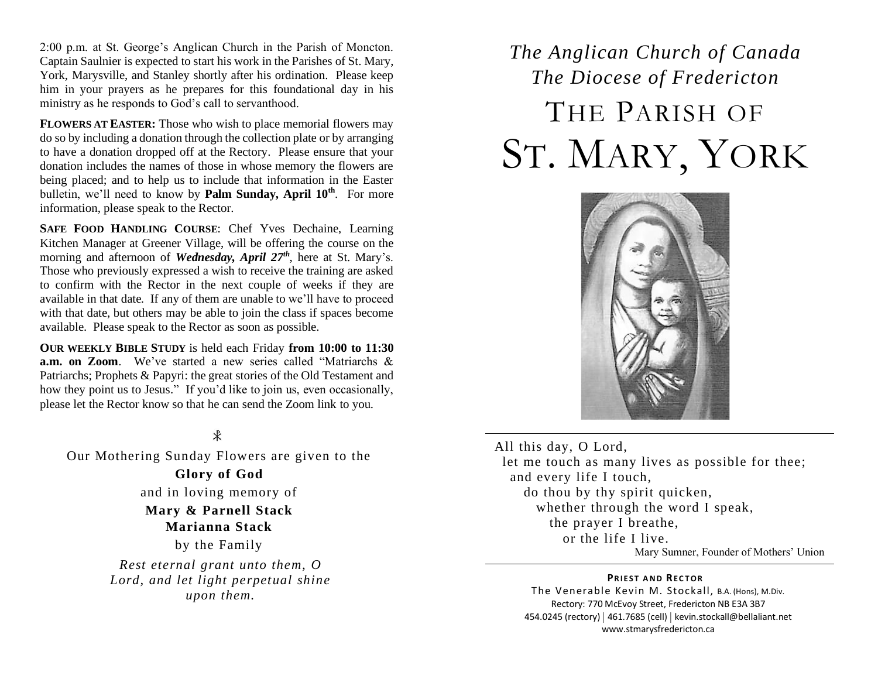2:00 p.m. at St. George's Anglican Church in the Parish of Moncton. Captain Saulnier is expected to start his work in the Parishes of St. Mary, York, Marysville, and Stanley shortly after his ordination. Please keep him in your prayers as he prepares for this foundational day in his ministry as he responds to God's call to servanthood.

**FLOWERS AT EASTER:** Those who wish to place memorial flowers may do so by including a donation through the collection plate or by arranging to have a donation dropped off at the Rectory. Please ensure that your donation includes the names of those in whose memory the flowers are being placed; and to help us to include that information in the Easter bulletin, we'll need to know by **Palm Sunday, April 10th**. For more information, please speak to the Rector.

**SAFE FOOD HANDLING COURSE**: Chef Yves Dechaine, Learning Kitchen Manager at Greener Village, will be offering the course on the morning and afternoon of ***Wednesday, April 27th***, here at St. Mary's. Those who previously expressed a wish to receive the training are asked to confirm with the Rector in the next couple of weeks if they are available in that date. If any of them are unable to we'll have to proceed with that date, but others may be able to join the class if spaces become available. Please speak to the Rector as soon as possible.

**OUR WEEKLY BIBLE STUDY** is held each Friday **from 10:00 to 11:30 a.m. on Zoom**. We've started a new series called "Matriarchs & Patriarchs; Prophets & Papyri: the great stories of the Old Testament and how they point us to Jesus." If you'd like to join us, even occasionally, please let the Rector know so that he can send the Zoom link to you.

☧

Our Mothering Sunday Flowers are given to the

**Glory of God**

and in loving memory of

**Mary & Parnell Stack**
**Marianna Stack**

by the Family

*Rest eternal grant unto them, O Lord, and let light perpetual shine upon them.*

*The Anglican Church of Canada*
*The Diocese of Fredericton*

# THE PARISH OF ST. MARY, YORK

All this day, O Lord,
let me touch as many lives as possible for thee;
and every life I touch,
do thou by thy spirit quicken,
whether through the word I speak,
the prayer I breathe,
or the life I live.

Mary Sumner, Founder of Mothers' Union

**PRIEST AND RECTOR**

The Venerable Kevin M. Stockall, B.A. (Hons), M.Div.
Rectory: 770 McEvoy Street, Fredericton NB E3A 3B7
454.0245 (rectory) | 461.7685 (cell) | kevin.stockall@bellaliant.net
www.stmarysfredericton.ca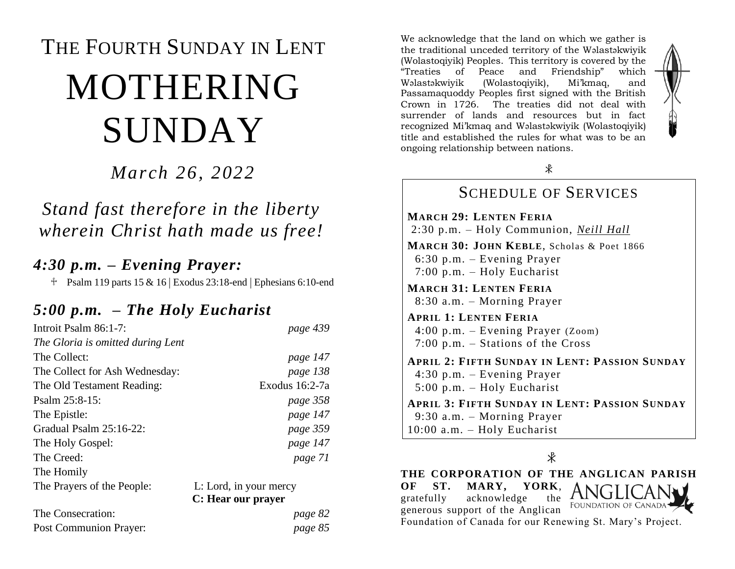# THE FOURTH SUNDAY IN LENT

# MOTHERING SUNDAY

*March 26, 2022*

*Stand fast therefore in the liberty wherein Christ hath made us free!*

## *4:30 p.m. – Evening Prayer:*

♰ Psalm 119 parts 15 & 16 | Exodus 23:18-end | Ephesians 6:10-end

## *5:00 p.m. – The Holy Eucharist*

| | |
|---|---|
| Introit Psalm 86:1-7: | *page 439* |
| *The Gloria is omitted during Lent* | |
| The Collect: | *page 147* |
| The Collect for Ash Wednesday: | *page 138* |
| The Old Testament Reading: | Exodus 16:2-7a |
| Psalm 25:8-15: | *page 358* |
| The Epistle: | *page 147* |
| Gradual Psalm 25:16-22: | *page 359* |
| The Holy Gospel: | *page 147* |
| The Creed: | *page 71* |
| The Homily | |
| The Prayers of the People: | L: Lord, in your mercy **C: Hear our prayer** |
| The Consecration: | *page 82* |
| Post Communion Prayer: | *page 85* |

We acknowledge that the land on which we gather is the traditional unceded territory of the Wəlastəkwiyik (Wolastoqiyik) Peoples. This territory is covered by the "Treaties of Peace and Friendship" which Wəlastəkwiyik (Wolastoqiyik), Mi'kmaq, and Passamaquoddy Peoples first signed with the British Crown in 1726. The treaties did not deal with surrender of lands and resources but in fact recognized Mi'kmaq and Wəlastəkwiyik (Wolastoqiyik) title and established the rules for what was to be an ongoing relationship between nations.

☧

## SCHEDULE OF SERVICES

**MARCH 29: LENTEN FERIA**
2:30 p.m. – Holy Communion, *Neill Hall*

**MARCH 30: JOHN KEBLE**, Scholas & Poet 1866
6:30 p.m. – Evening Prayer
7:00 p.m. – Holy Eucharist

**MARCH 31: LENTEN FERIA**
8:30 a.m. – Morning Prayer

**APRIL 1: LENTEN FERIA**
4:00 p.m. – Evening Prayer (Zoom)
7:00 p.m. – Stations of the Cross

**APRIL 2: FIFTH SUNDAY IN LENT: PASSION SUNDAY**
4:30 p.m. – Evening Prayer
5:00 p.m. – Holy Eucharist

**APRIL 3: FIFTH SUNDAY IN LENT: PASSION SUNDAY**
9:30 a.m. – Morning Prayer
10:00 a.m. – Holy Eucharist

☧

**THE CORPORATION OF THE ANGLICAN PARISH OF ST. MARY, YORK**, gratefully acknowledge the generous support of the Anglican Foundation of Canada for our Renewing St. Mary's Project.

ANGLICAN FOUNDATION OF CANADA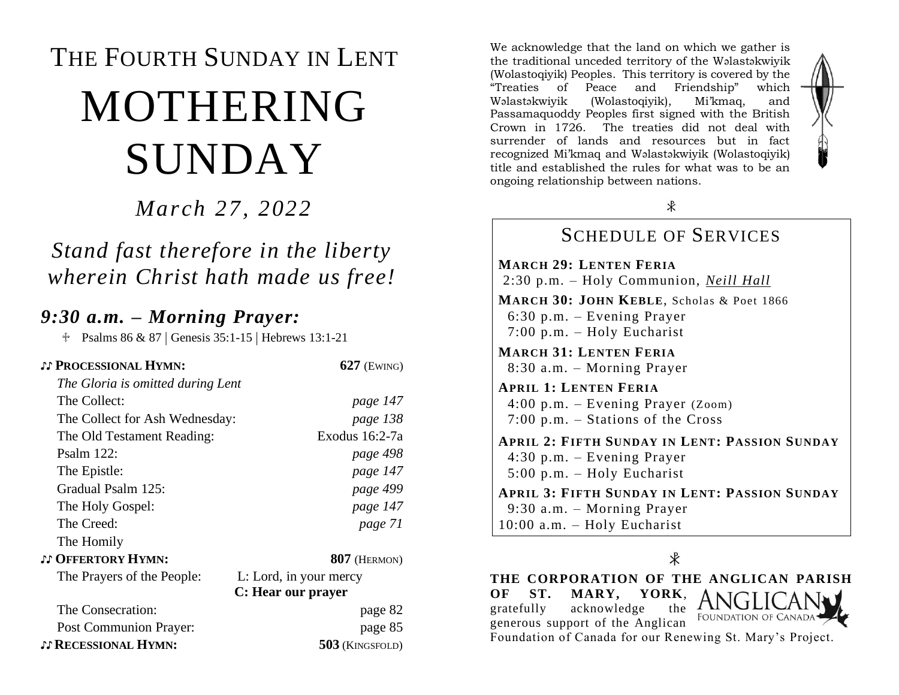# THE FOURTH SUNDAY IN LENT

# MOTHERING SUNDAY

*March 27, 2022*

*Stand fast therefore in the liberty wherein Christ hath made us free!*

## *9:30 a.m. – Morning Prayer:*

✠ Psalms 86 & 87 | Genesis 35:1-15 | Hebrews 13:1-21

| | |
|---|---|
| ♫ **PROCESSIONAL HYMN:** | **627** (EWING) |
| *The Gloria is omitted during Lent* | |
| The Collect: | *page 147* |
| The Collect for Ash Wednesday: | *page 138* |
| The Old Testament Reading: | Exodus 16:2-7a |
| Psalm 122: | *page 498* |
| The Epistle: | *page 147* |
| Gradual Psalm 125: | *page 499* |
| The Holy Gospel: | *page 147* |
| The Creed: | *page 71* |
| The Homily | |
| ♫ **OFFERTORY HYMN:** | **807** (HERMON) |
| The Prayers of the People: | L: Lord, in your mercy **C: Hear our prayer** |
| The Consecration: | page 82 |
| Post Communion Prayer: | page 85 |
| ♫ **RECESSIONAL HYMN:** | **503** (KINGSFOLD) |

We acknowledge that the land on which we gather is the traditional unceded territory of the Wəlastəkwiyik (Wolastoqiyik) Peoples. This territory is covered by the "Treaties of Peace and Friendship" which Wəlastəkwiyik (Wolastoqiyik), Mi'kmaq, and Passamaquoddy Peoples first signed with the British Crown in 1726. The treaties did not deal with surrender of lands and resources but in fact recognized Mi'kmaq and Wəlastəkwiyik (Wolastoqiyik) title and established the rules for what was to be an ongoing relationship between nations.

## SCHEDULE OF SERVICES

**MARCH 29: LENTEN FERIA**
2:30 p.m. – Holy Communion, *Neill Hall*

**MARCH 30: JOHN KEBLE**, Scholas & Poet 1866
6:30 p.m. – Evening Prayer
7:00 p.m. – Holy Eucharist

**MARCH 31: LENTEN FERIA**
8:30 a.m. – Morning Prayer

**APRIL 1: LENTEN FERIA**
4:00 p.m. – Evening Prayer (Zoom)
7:00 p.m. – Stations of the Cross

**APRIL 2: FIFTH SUNDAY IN LENT: PASSION SUNDAY**
4:30 p.m. – Evening Prayer
5:00 p.m. – Holy Eucharist

**APRIL 3: FIFTH SUNDAY IN LENT: PASSION SUNDAY**
9:30 a.m. – Morning Prayer
10:00 a.m. – Holy Eucharist

**THE CORPORATION OF THE ANGLICAN PARISH OF ST. MARY, YORK**, gratefully acknowledge the generous support of the Anglican Foundation of Canada for our Renewing St. Mary's Project.